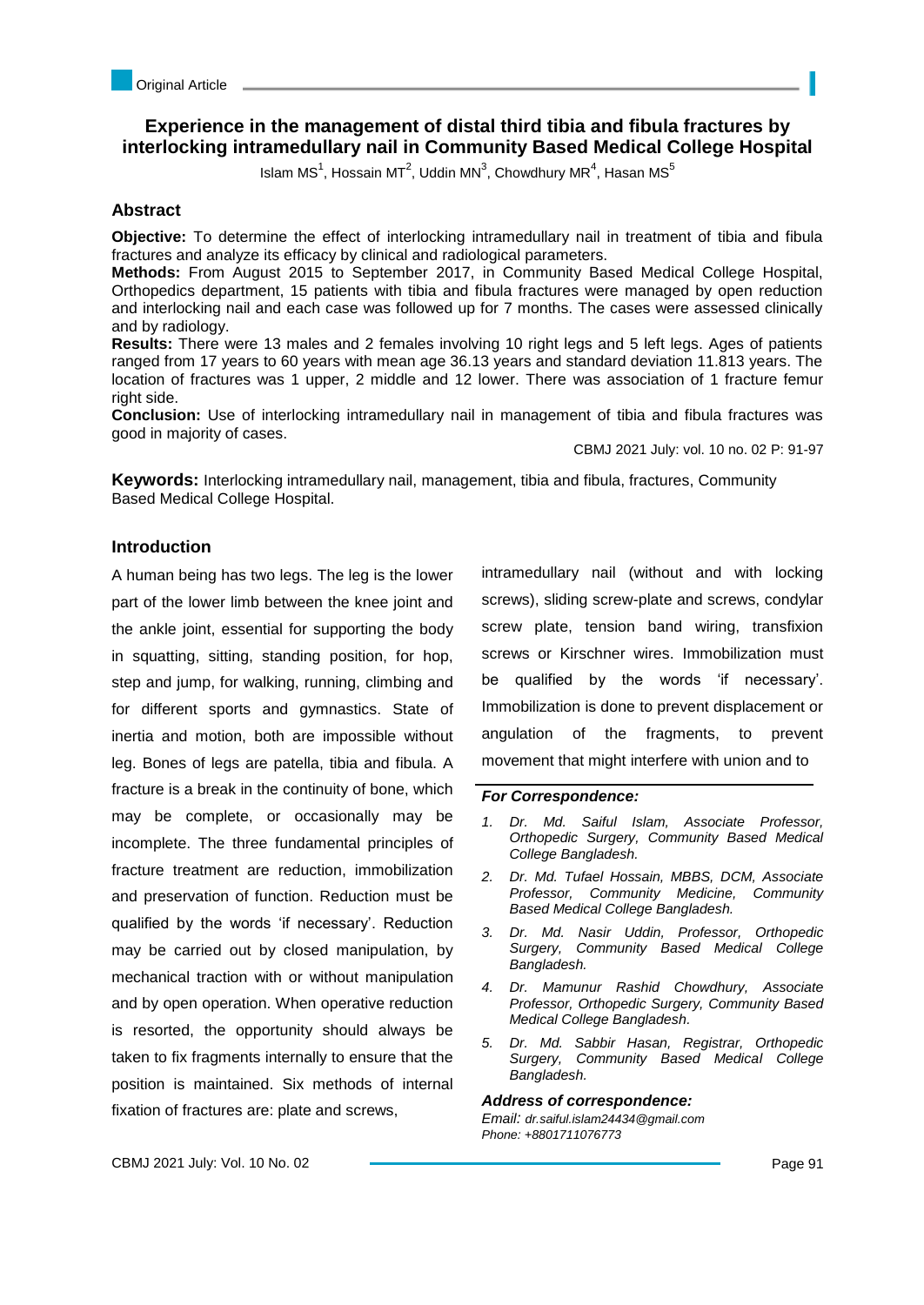Original Article

# Experience in the management of distal third tibia and fibula fractures by interlocking intramedullary nail in Community Based Medical College Hospital

Islam MS[1], Hossain MT[2], Uddin MN[3], Chowdhury MR[4], Hasan MS[5]

## Abstract

**Objective:** To determine the effect of interlocking intramedullary nail in treatment of tibia and fibula fractures and analyze its efficacy by clinical and radiological parameters.

**Methods:** From August 2015 to September 2017, in Community Based Medical College Hospital, Orthopedics department, 15 patients with tibia and fibula fractures were managed by open reduction and interlocking nail and each case was followed up for 7 months. The cases were assessed clinically and by radiology.

**Results:** There were 13 males and 2 females involving 10 right legs and 5 left legs. Ages of patients ranged from 17 years to 60 years with mean age 36.13 years and standard deviation 11.813 years. The location of fractures was 1 upper, 2 middle and 12 lower. There was association of 1 fracture femur right side.

**Conclusion:** Use of interlocking intramedullary nail in management of tibia and fibula fractures was good in majority of cases.

CBMJ 2021 July: vol. 10 no. 02 P: 91-97

**Keywords:** Interlocking intramedullary nail, management, tibia and fibula, fractures, Community Based Medical College Hospital.

## Introduction

A human being has two legs. The leg is the lower part of the lower limb between the knee joint and the ankle joint, essential for supporting the body in squatting, sitting, standing position, for hop, step and jump, for walking, running, climbing and for different sports and gymnastics. State of inertia and motion, both are impossible without leg. Bones of legs are patella, tibia and fibula. A fracture is a break in the continuity of bone, which may be complete, or occasionally may be incomplete. The three fundamental principles of fracture treatment are reduction, immobilization and preservation of function. Reduction must be qualified by the words 'if necessary'. Reduction may be carried out by closed manipulation, by mechanical traction with or without manipulation and by open operation. When operative reduction is resorted, the opportunity should always be taken to fix fragments internally to ensure that the position is maintained. Six methods of internal fixation of fractures are: plate and screws, intramedullary nail (without and with locking screws), sliding screw-plate and screws, condylar screw plate, tension band wiring, transfixion screws or Kirschner wires. Immobilization must be qualified by the words 'if necessary'. Immobilization is done to prevent displacement or angulation of the fragments, to prevent movement that might interfere with union and to

***For Correspondence:***

1. *Dr. Md. Saiful Islam, Associate Professor, Orthopedic Surgery, Community Based Medical College Bangladesh.*
2. *Dr. Md. Tufael Hossain, MBBS, DCM, Associate Professor, Community Medicine, Community Based Medical College Bangladesh.*
3. *Dr. Md. Nasir Uddin, Professor, Orthopedic Surgery, Community Based Medical College Bangladesh.*
4. *Dr. Mamunur Rashid Chowdhury, Associate Professor, Orthopedic Surgery, Community Based Medical College Bangladesh.*
5. *Dr. Md. Sabbir Hasan, Registrar, Orthopedic Surgery, Community Based Medical College Bangladesh.*

***Address of correspondence:***

*Email: dr.saiful.islam24434@gmail.com*
*Phone: +8801711076773*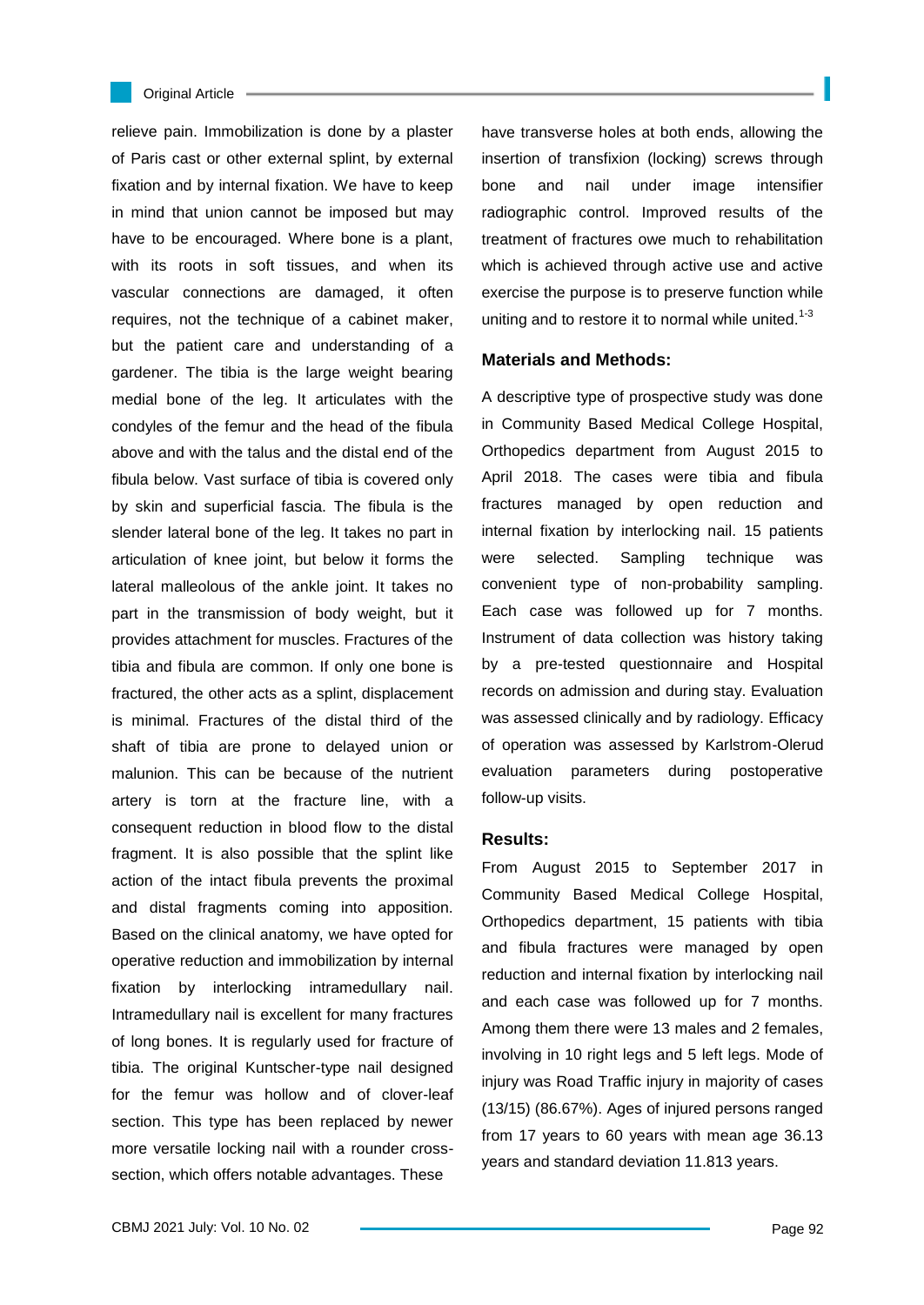relieve pain. Immobilization is done by a plaster of Paris cast or other external splint, by external fixation and by internal fixation. We have to keep in mind that union cannot be imposed but may have to be encouraged. Where bone is a plant, with its roots in soft tissues, and when its vascular connections are damaged, it often requires, not the technique of a cabinet maker, but the patient care and understanding of a gardener. The tibia is the large weight bearing medial bone of the leg. It articulates with the condyles of the femur and the head of the fibula above and with the talus and the distal end of the fibula below. Vast surface of tibia is covered only by skin and superficial fascia. The fibula is the slender lateral bone of the leg. It takes no part in articulation of knee joint, but below it forms the lateral malleolous of the ankle joint. It takes no part in the transmission of body weight, but it provides attachment for muscles. Fractures of the tibia and fibula are common. If only one bone is fractured, the other acts as a splint, displacement is minimal. Fractures of the distal third of the shaft of tibia are prone to delayed union or malunion. This can be because of the nutrient artery is torn at the fracture line, with a consequent reduction in blood flow to the distal fragment. It is also possible that the splint like action of the intact fibula prevents the proximal and distal fragments coming into apposition. Based on the clinical anatomy, we have opted for operative reduction and immobilization by internal fixation by interlocking intramedullary nail. Intramedullary nail is excellent for many fractures of long bones. It is regularly used for fracture of tibia. The original Kuntscher-type nail designed for the femur was hollow and of clover-leaf section. This type has been replaced by newer more versatile locking nail with a rounder cross-section, which offers notable advantages. These have transverse holes at both ends, allowing the insertion of transfixion (locking) screws through bone and nail under image intensifier radiographic control. Improved results of the treatment of fractures owe much to rehabilitation which is achieved through active use and active exercise the purpose is to preserve function while uniting and to restore it to normal while united.[1-3]

### Materials and Methods:

A descriptive type of prospective study was done in Community Based Medical College Hospital, Orthopedics department from August 2015 to April 2018. The cases were tibia and fibula fractures managed by open reduction and internal fixation by interlocking nail. 15 patients were selected. Sampling technique was convenient type of non-probability sampling. Each case was followed up for 7 months. Instrument of data collection was history taking by a pre-tested questionnaire and Hospital records on admission and during stay. Evaluation was assessed clinically and by radiology. Efficacy of operation was assessed by Karlstrom-Olerud evaluation parameters during postoperative follow-up visits.

### Results:

From August 2015 to September 2017 in Community Based Medical College Hospital, Orthopedics department, 15 patients with tibia and fibula fractures were managed by open reduction and internal fixation by interlocking nail and each case was followed up for 7 months. Among them there were 13 males and 2 females, involving in 10 right legs and 5 left legs. Mode of injury was Road Traffic injury in majority of cases (13/15) (86.67%). Ages of injured persons ranged from 17 years to 60 years with mean age 36.13 years and standard deviation 11.813 years.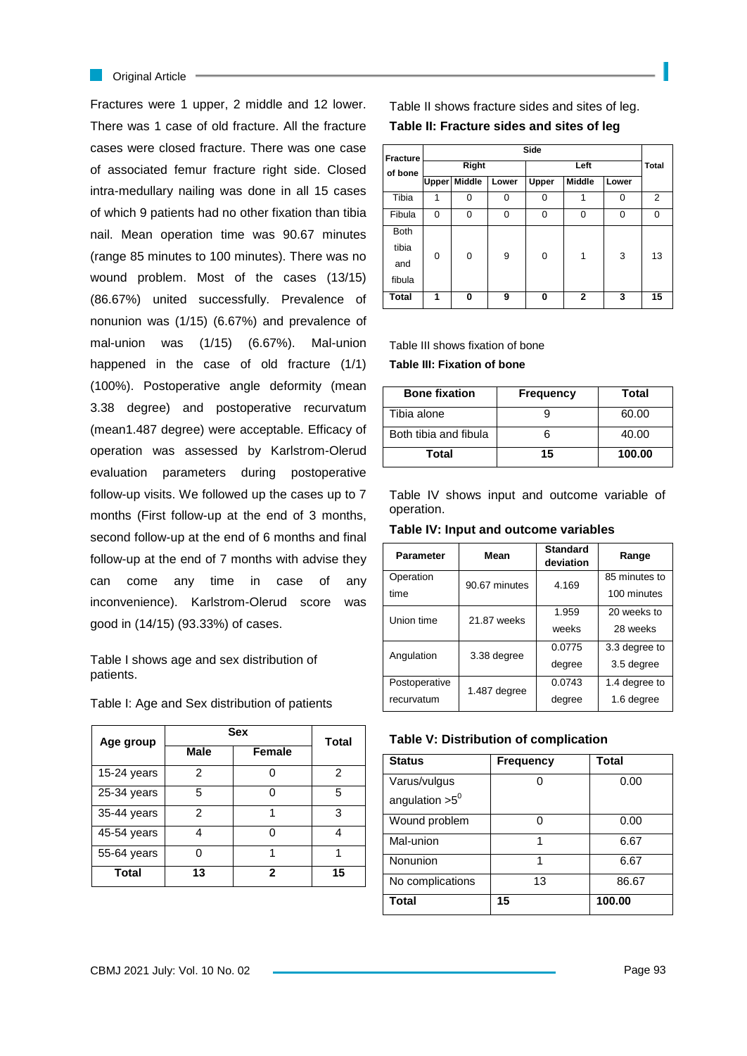Fractures were 1 upper, 2 middle and 12 lower. There was 1 case of old fracture. All the fracture cases were closed fracture. There was one case of associated femur fracture right side. Closed intra-medullary nailing was done in all 15 cases of which 9 patients had no other fixation than tibia nail. Mean operation time was 90.67 minutes (range 85 minutes to 100 minutes). There was no wound problem. Most of the cases (13/15) (86.67%) united successfully. Prevalence of nonunion was (1/15) (6.67%) and prevalence of mal-union was (1/15) (6.67%). Mal-union happened in the case of old fracture (1/1) (100%). Postoperative angle deformity (mean 3.38 degree) and postoperative recurvatum (mean1.487 degree) were acceptable. Efficacy of operation was assessed by Karlstrom-Olerud evaluation parameters during postoperative follow-up visits. We followed up the cases up to 7 months (First follow-up at the end of 3 months, second follow-up at the end of 6 months and final follow-up at the end of 7 months with advise they can come any time in case of any inconvenience). Karlstrom-Olerud score was good in (14/15) (93.33%) of cases.

Table I shows age and sex distribution of patients.

Table I: Age and Sex distribution of patients

| Age group | Sex | | Total |
|---|---|---|---|
| | Male | Female | |
| 15-24 years | 2 | 0 | 2 |
| 25-34 years | 5 | 0 | 5 |
| 35-44 years | 2 | 1 | 3 |
| 45-54 years | 4 | 0 | 4 |
| 55-64 years | 0 | 1 | 1 |
| **Total** | **13** | **2** | **15** |

Table II shows fracture sides and sites of leg.

**Table II: Fracture sides and sites of leg**

| Fracture of bone | Side | | | | | | Total |
|---|---|---|---|---|---|---|---|
| | Right | | | Left | | | |
| | Upper | Middle | Lower | Upper | Middle | Lower | |
| Tibia | 1 | 0 | 0 | 0 | 1 | 0 | 2 |
| Fibula | 0 | 0 | 0 | 0 | 0 | 0 | 0 |
| Both tibia and fibula | 0 | 0 | 9 | 0 | 1 | 3 | 13 |
| **Total** | **1** | **0** | **9** | **0** | **2** | **3** | **15** |

Table III shows fixation of bone

**Table III: Fixation of bone**

| Bone fixation | Frequency | Total |
|---|---|---|
| Tibia alone | 9 | 60.00 |
| Both tibia and fibula | 6 | 40.00 |
| **Total** | **15** | **100.00** |

Table IV shows input and outcome variable of operation.

**Table IV: Input and outcome variables**

| Parameter | Mean | Standard deviation | Range |
|---|---|---|---|
| Operation time | 90.67 minutes | 4.169 | 85 minutes to 100 minutes |
| Union time | 21.87 weeks | 1.959 weeks | 20 weeks to 28 weeks |
| Angulation | 3.38 degree | 0.0775 degree | 3.3 degree to 3.5 degree |
| Postoperative recurvatum | 1.487 degree | 0.0743 degree | 1.4 degree to 1.6 degree |

**Table V: Distribution of complication**

| Status | Frequency | Total |
|---|---|---|
| Varus/vulgus angulation $>5^0$ | 0 | 0.00 |
| Wound problem | 0 | 0.00 |
| Mal-union | 1 | 6.67 |
| Nonunion | 1 | 6.67 |
| No complications | 13 | 86.67 |
| **Total** | **15** | **100.00** |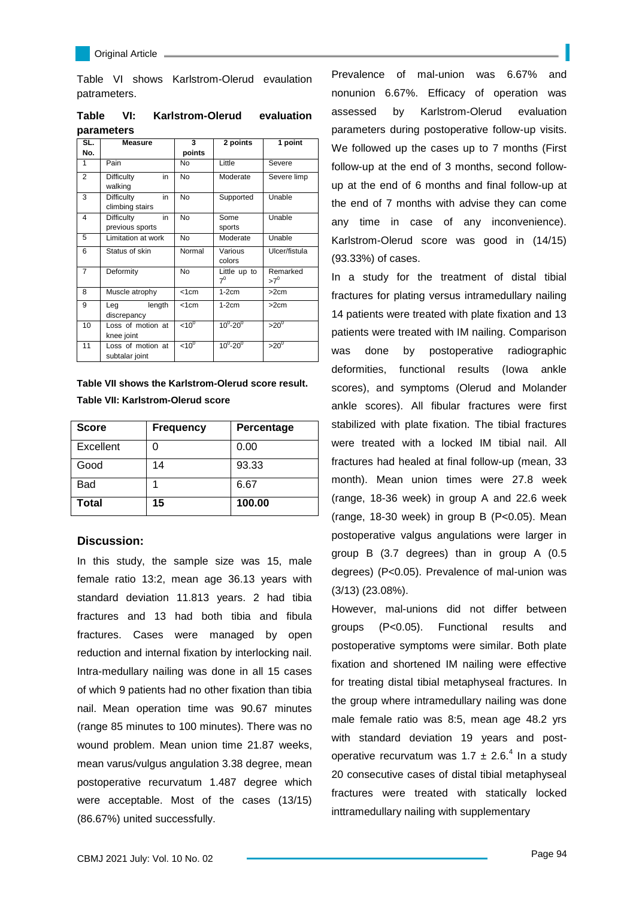Table VI shows Karlstrom-Olerud evaluation patrameters.

**Table VI: Karlstrom-Olerud evaluation parameters**

| SL. No. | Measure | 3 points | 2 points | 1 point |
|---|---|---|---|---|
| 1 | Pain | No | Little | Severe |
| 2 | Difficulty in walking | No | Moderate | Severe limp |
| 3 | Difficulty in climbing stairs | No | Supported | Unable |
| 4 | Difficulty in previous sports | No | Some sports | Unable |
| 5 | Limitation at work | No | Moderate | Unable |
| 6 | Status of skin | Normal | Various colors | Ulcer/fistula |
| 7 | Deformity | No | Little up to $7^0$ | Remarked $>7^0$ |
| 8 | Muscle atrophy | <1cm | 1-2cm | >2cm |
| 9 | Leg length discrepancy | <1cm | 1-2cm | >2cm |
| 10 | Loss of motion at knee joint | $<10^0$ | $10^0$-$20^0$ | $>20^0$ |
| 11 | Loss of motion at subtalar joint | $<10^0$ | $10^0$-$20^0$ | $>20^0$ |

**Table VII shows the Karlstrom-Olerud score result.**

**Table VII: Karlstrom-Olerud score**

| Score | Frequency | Percentage |
|---|---|---|
| Excellent | 0 | 0.00 |
| Good | 14 | 93.33 |
| Bad | 1 | 6.67 |
| **Total** | **15** | **100.00** |

## Discussion:

In this study, the sample size was 15, male female ratio 13:2, mean age 36.13 years with standard deviation 11.813 years. 2 had tibia fractures and 13 had both tibia and fibula fractures. Cases were managed by open reduction and internal fixation by interlocking nail. Intra-medullary nailing was done in all 15 cases of which 9 patients had no other fixation than tibia nail. Mean operation time was 90.67 minutes (range 85 minutes to 100 minutes). There was no wound problem. Mean union time 21.87 weeks, mean varus/vulgus angulation 3.38 degree, mean postoperative recurvatum 1.487 degree which were acceptable. Most of the cases (13/15) (86.67%) united successfully.

Prevalence of mal-union was 6.67% and nonunion 6.67%. Efficacy of operation was assessed by Karlstrom-Olerud evaluation parameters during postoperative follow-up visits. We followed up the cases up to 7 months (First follow-up at the end of 3 months, second follow-up at the end of 6 months and final follow-up at the end of 7 months with advise they can come any time in case of any inconvenience). Karlstrom-Olerud score was good in (14/15) (93.33%) of cases.

In a study for the treatment of distal tibial fractures for plating versus intramedullary nailing 14 patients were treated with plate fixation and 13 patients were treated with IM nailing. Comparison was done by postoperative radiographic deformities, functional results (Iowa ankle scores), and symptoms (Olerud and Molander ankle scores). All fibular fractures were first stabilized with plate fixation. The tibial fractures were treated with a locked IM tibial nail. All fractures had healed at final follow-up (mean, 33 month). Mean union times were 27.8 week (range, 18-36 week) in group A and 22.6 week (range, 18-30 week) in group B ($P<0.05$). Mean postoperative valgus angulations were larger in group B (3.7 degrees) than in group A (0.5 degrees) ($P<0.05$). Prevalence of mal-union was (3/13) (23.08%).

However, mal-unions did not differ between groups ($P<0.05$). Functional results and postoperative symptoms were similar. Both plate fixation and shortened IM nailing were effective for treating distal tibial metaphyseal fractures. In the group where intramedullary nailing was done male female ratio was 8:5, mean age 48.2 yrs with standard deviation 19 years and post-operative recurvatum was $1.7 \pm 2.6$.[4] In a study 20 consecutive cases of distal tibial metaphyseal fractures were treated with statically locked inttramedullary nailing with supplementary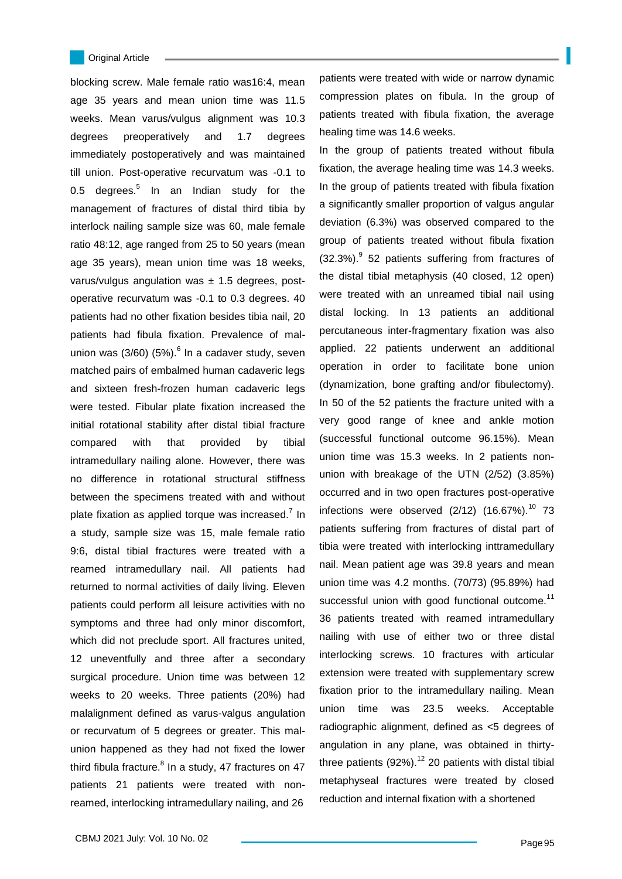blocking screw. Male female ratio was16:4, mean age 35 years and mean union time was 11.5 weeks. Mean varus/vulgus alignment was 10.3 degrees preoperatively and 1.7 degrees immediately postoperatively and was maintained till union. Post-operative recurvatum was -0.1 to 0.5 degrees.[5] In an Indian study for the management of fractures of distal third tibia by interlock nailing sample size was 60, male female ratio 48:12, age ranged from 25 to 50 years (mean age 35 years), mean union time was 18 weeks, varus/vulgus angulation was ± 1.5 degrees, post-operative recurvatum was -0.1 to 0.3 degrees. 40 patients had no other fixation besides tibia nail, 20 patients had fibula fixation. Prevalence of mal-union was (3/60) (5%).[6] In a cadaver study, seven matched pairs of embalmed human cadaveric legs and sixteen fresh-frozen human cadaveric legs were tested. Fibular plate fixation increased the initial rotational stability after distal tibial fracture compared with that provided by tibial intramedullary nailing alone. However, there was no difference in rotational structural stiffness between the specimens treated with and without plate fixation as applied torque was increased.[7] In a study, sample size was 15, male female ratio 9:6, distal tibial fractures were treated with a reamed intramedullary nail. All patients had returned to normal activities of daily living. Eleven patients could perform all leisure activities with no symptoms and three had only minor discomfort, which did not preclude sport. All fractures united, 12 uneventfully and three after a secondary surgical procedure. Union time was between 12 weeks to 20 weeks. Three patients (20%) had malalignment defined as varus-valgus angulation or recurvatum of 5 degrees or greater. This mal-union happened as they had not fixed the lower third fibula fracture.[8] In a study, 47 fractures on 47 patients 21 patients were treated with non-reamed, interlocking intramedullary nailing, and 26 patients were treated with wide or narrow dynamic compression plates on fibula. In the group of patients treated with fibula fixation, the average healing time was 14.6 weeks.

In the group of patients treated without fibula fixation, the average healing time was 14.3 weeks. In the group of patients treated with fibula fixation a significantly smaller proportion of valgus angular deviation (6.3%) was observed compared to the group of patients treated without fibula fixation (32.3%).[9] 52 patients suffering from fractures of the distal tibial metaphysis (40 closed, 12 open) were treated with an unreamed tibial nail using distal locking. In 13 patients an additional percutaneous inter-fragmentary fixation was also applied. 22 patients underwent an additional operation in order to facilitate bone union (dynamization, bone grafting and/or fibulectomy). In 50 of the 52 patients the fracture united with a very good range of knee and ankle motion (successful functional outcome 96.15%). Mean union time was 15.3 weeks. In 2 patients non-union with breakage of the UTN (2/52) (3.85%) occurred and in two open fractures post-operative infections were observed (2/12) (16.67%).[10] 73 patients suffering from fractures of distal part of tibia were treated with interlocking inttramedullary nail. Mean patient age was 39.8 years and mean union time was 4.2 months. (70/73) (95.89%) had successful union with good functional outcome.[11] 36 patients treated with reamed intramedullary nailing with use of either two or three distal interlocking screws. 10 fractures with articular extension were treated with supplementary screw fixation prior to the intramedullary nailing. Mean union time was 23.5 weeks. Acceptable radiographic alignment, defined as <5 degrees of angulation in any plane, was obtained in thirty-three patients (92%).[12] 20 patients with distal tibial metaphyseal fractures were treated by closed reduction and internal fixation with a shortened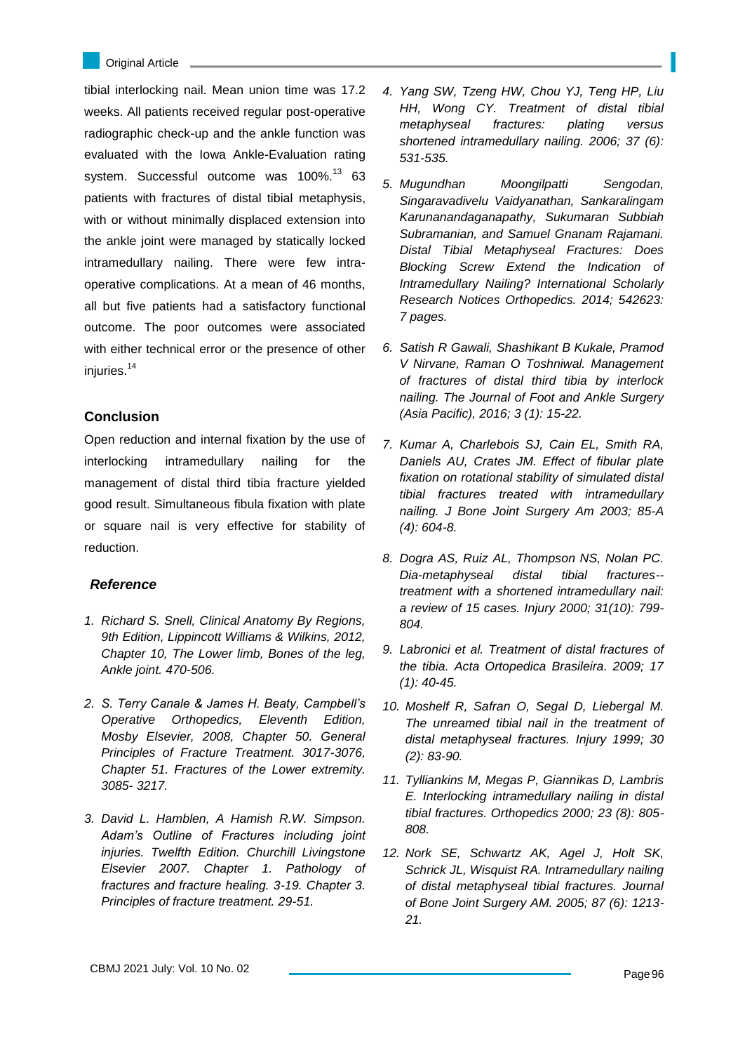tibial interlocking nail. Mean union time was 17.2 weeks. All patients received regular post-operative radiographic check-up and the ankle function was evaluated with the Iowa Ankle-Evaluation rating system. Successful outcome was 100%.[13] 63 patients with fractures of distal tibial metaphysis, with or without minimally displaced extension into the ankle joint were managed by statically locked intramedullary nailing. There were few intra-operative complications. At a mean of 46 months, all but five patients had a satisfactory functional outcome. The poor outcomes were associated with either technical error or the presence of other injuries.[14]

## Conclusion

Open reduction and internal fixation by the use of interlocking intramedullary nailing for the management of distal third tibia fracture yielded good result. Simultaneous fibula fixation with plate or square nail is very effective for stability of reduction.

## *Reference*

1. *Richard S. Snell, Clinical Anatomy By Regions, 9th Edition, Lippincott Williams & Wilkins, 2012, Chapter 10, The Lower limb, Bones of the leg, Ankle joint. 470-506.*
2. *S. Terry Canale & James H. Beaty, Campbell's Operative Orthopedics, Eleventh Edition, Mosby Elsevier, 2008, Chapter 50. General Principles of Fracture Treatment. 3017-3076, Chapter 51. Fractures of the Lower extremity. 3085- 3217.*
3. *David L. Hamblen, A Hamish R.W. Simpson. Adam's Outline of Fractures including joint injuries. Twelfth Edition. Churchill Livingstone Elsevier 2007. Chapter 1. Pathology of fractures and fracture healing. 3-19. Chapter 3. Principles of fracture treatment. 29-51.*
4. *Yang SW, Tzeng HW, Chou YJ, Teng HP, Liu HH, Wong CY. Treatment of distal tibial metaphyseal fractures: plating versus shortened intramedullary nailing. 2006; 37 (6): 531-535.*
5. *Mugundhan Moongilpatti Sengodan, Singaravadivelu Vaidyanathan, Sankaralingam Karunanandaganapathy, Sukumaran Subbiah Subramanian, and Samuel Gnanam Rajamani. Distal Tibial Metaphyseal Fractures: Does Blocking Screw Extend the Indication of Intramedullary Nailing? International Scholarly Research Notices Orthopedics. 2014; 542623: 7 pages.*
6. *Satish R Gawali, Shashikant B Kukale, Pramod V Nirvane, Raman O Toshniwal. Management of fractures of distal third tibia by interlock nailing. The Journal of Foot and Ankle Surgery (Asia Pacific), 2016; 3 (1): 15-22.*
7. *Kumar A, Charlebois SJ, Cain EL, Smith RA, Daniels AU, Crates JM. Effect of fibular plate fixation on rotational stability of simulated distal tibial fractures treated with intramedullary nailing. J Bone Joint Surgery Am 2003; 85-A (4): 604-8.*
8. *Dogra AS, Ruiz AL, Thompson NS, Nolan PC. Dia-metaphyseal distal tibial fractures--treatment with a shortened intramedullary nail: a review of 15 cases. Injury 2000; 31(10): 799-804.*
9. *Labronici et al. Treatment of distal fractures of the tibia. Acta Ortopedica Brasileira. 2009; 17 (1): 40-45.*
10. *Moshelf R, Safran O, Segal D, Liebergal M. The unreamed tibial nail in the treatment of distal metaphyseal fractures. Injury 1999; 30 (2): 83-90.*
11. *Tylliankins M, Megas P, Giannikas D, Lambris E. Interlocking intramedullary nailing in distal tibial fractures. Orthopedics 2000; 23 (8): 805-808.*
12. *Nork SE, Schwartz AK, Agel J, Holt SK, Schrick JL, Wisquist RA. Intramedullary nailing of distal metaphyseal tibial fractures. Journal of Bone Joint Surgery AM. 2005; 87 (6): 1213-21.*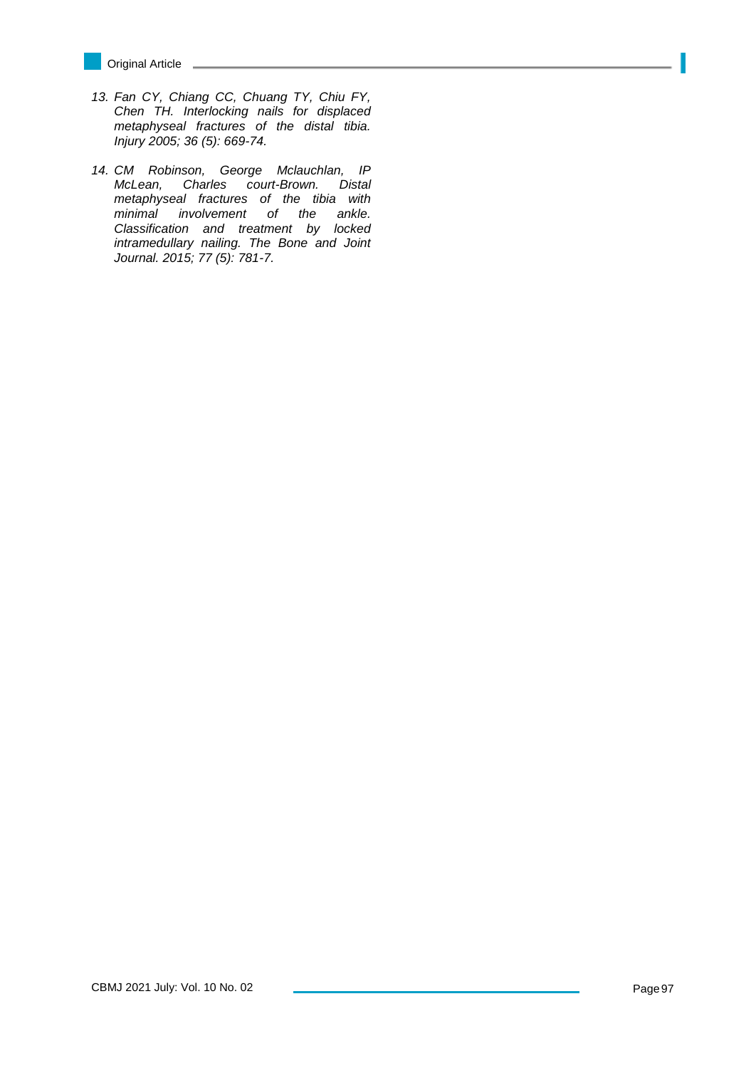13. *Fan CY, Chiang CC, Chuang TY, Chiu FY, Chen TH. Interlocking nails for displaced metaphyseal fractures of the distal tibia. Injury 2005; 36 (5): 669-74.*

14. *CM Robinson, George Mclauchlan, IP McLean, Charles court-Brown. Distal metaphyseal fractures of the tibia with minimal involvement of the ankle. Classification and treatment by locked intramedullary nailing. The Bone and Joint Journal. 2015; 77 (5): 781-7.*